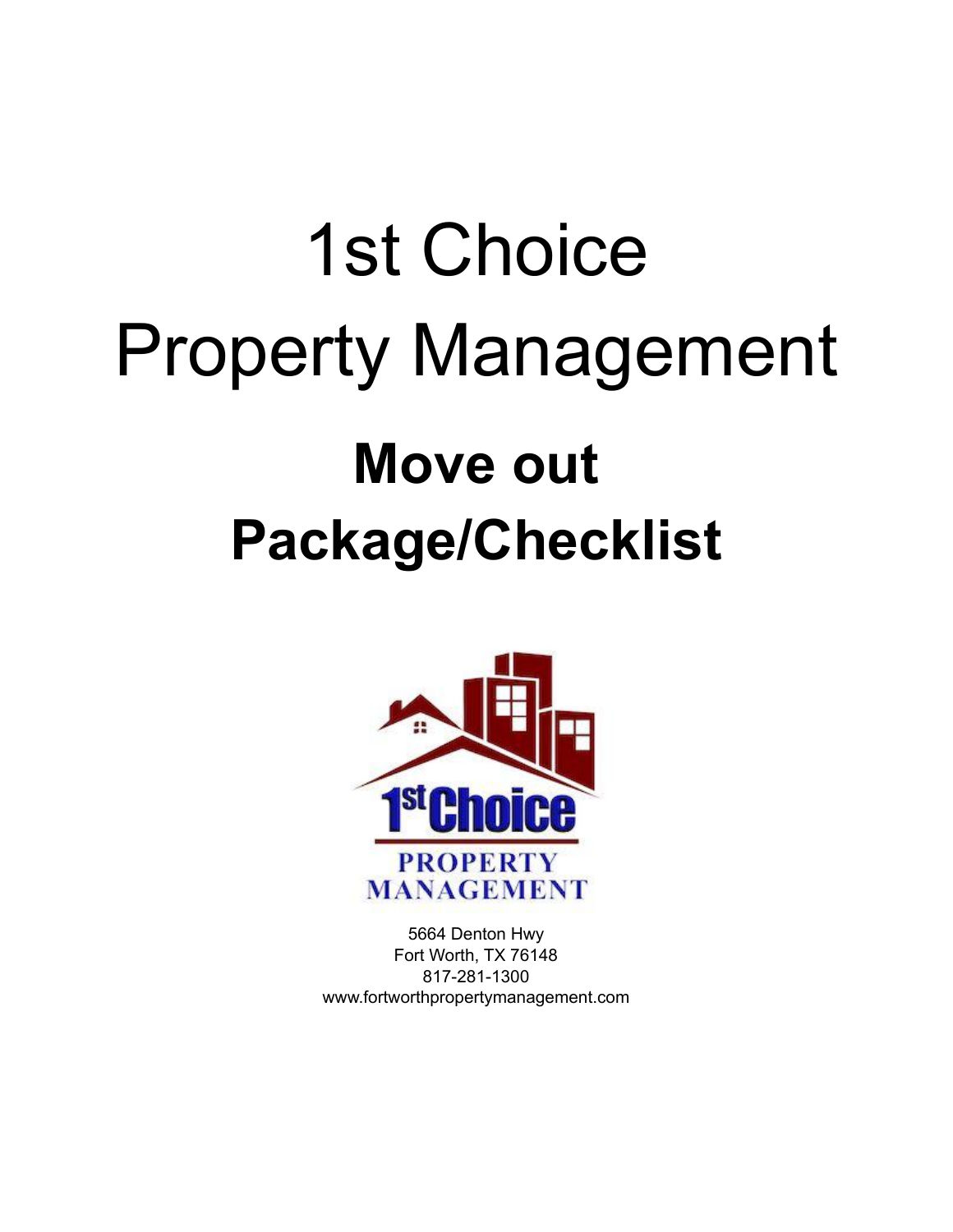# 1st Choice Property Management

## Move out Package/Checklist

1st Choice PROPERTY MANAGEMENT

5664 Denton Hwy
Fort Worth, TX 76148
817-281-1300
www.fortworthpropertymanagement.com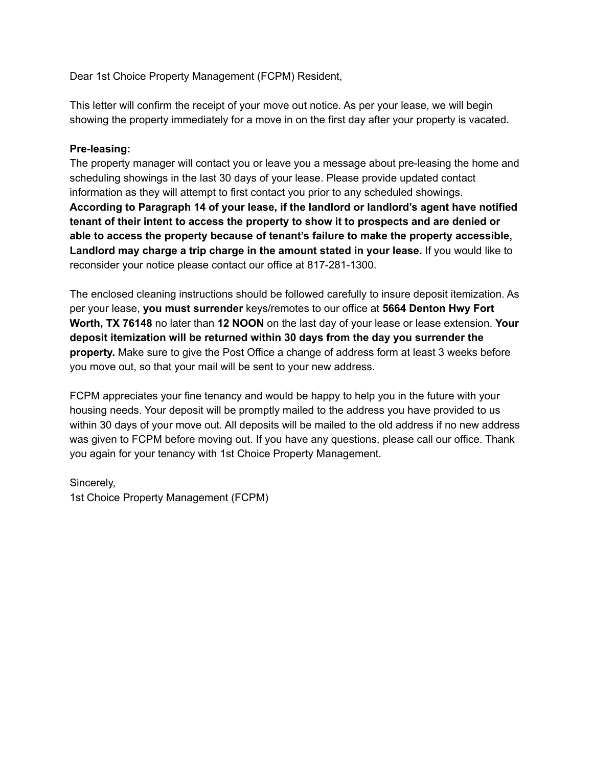Dear 1st Choice Property Management (FCPM) Resident,

This letter will confirm the receipt of your move out notice. As per your lease, we will begin showing the property immediately for a move in on the first day after your property is vacated.

**Pre-leasing:**
The property manager will contact you or leave you a message about pre-leasing the home and scheduling showings in the last 30 days of your lease. Please provide updated contact information as they will attempt to first contact you prior to any scheduled showings. **According to Paragraph 14 of your lease, if the landlord or landlord's agent have notified tenant of their intent to access the property to show it to prospects and are denied or able to access the property because of tenant's failure to make the property accessible, Landlord may charge a trip charge in the amount stated in your lease.** If you would like to reconsider your notice please contact our office at 817-281-1300.

The enclosed cleaning instructions should be followed carefully to insure deposit itemization. As per your lease, **you must surrender** keys/remotes to our office at **5664 Denton Hwy Fort Worth, TX 76148** no later than **12 NOON** on the last day of your lease or lease extension. **Your deposit itemization will be returned within 30 days from the day you surrender the property.** Make sure to give the Post Office a change of address form at least 3 weeks before you move out, so that your mail will be sent to your new address.

FCPM appreciates your fine tenancy and would be happy to help you in the future with your housing needs. Your deposit will be promptly mailed to the address you have provided to us within 30 days of your move out. All deposits will be mailed to the old address if no new address was given to FCPM before moving out. If you have any questions, please call our office. Thank you again for your tenancy with 1st Choice Property Management.

Sincerely,
1st Choice Property Management (FCPM)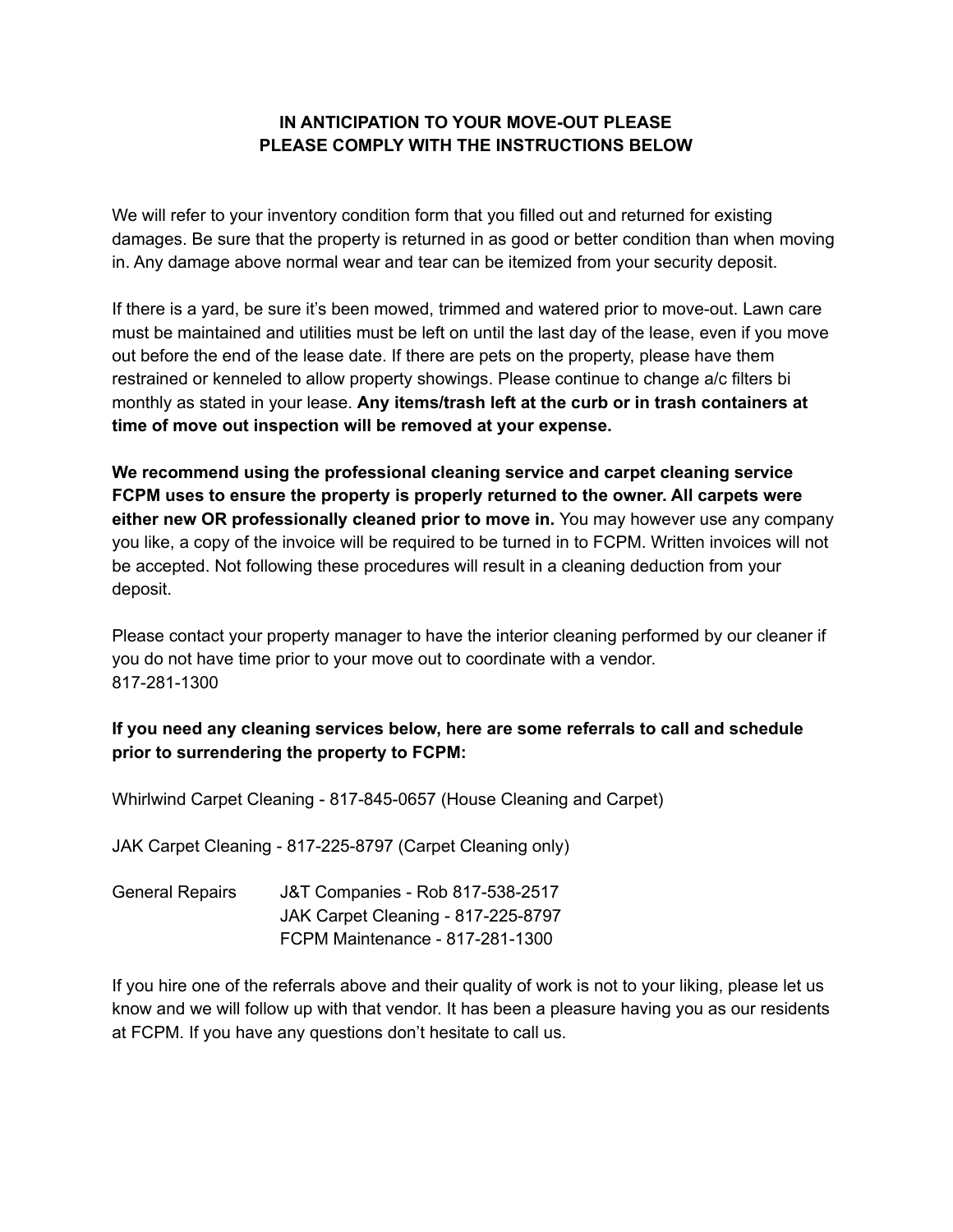## IN ANTICIPATION TO YOUR MOVE-OUT PLEASE PLEASE COMPLY WITH THE INSTRUCTIONS BELOW

We will refer to your inventory condition form that you filled out and returned for existing damages. Be sure that the property is returned in as good or better condition than when moving in. Any damage above normal wear and tear can be itemized from your security deposit.

If there is a yard, be sure it's been mowed, trimmed and watered prior to move-out. Lawn care must be maintained and utilities must be left on until the last day of the lease, even if you move out before the end of the lease date. If there are pets on the property, please have them restrained or kenneled to allow property showings. Please continue to change a/c filters bi monthly as stated in your lease. **Any items/trash left at the curb or in trash containers at time of move out inspection will be removed at your expense.**

**We recommend using the professional cleaning service and carpet cleaning service FCPM uses to ensure the property is properly returned to the owner. All carpets were either new OR professionally cleaned prior to move in.** You may however use any company you like, a copy of the invoice will be required to be turned in to FCPM. Written invoices will not be accepted. Not following these procedures will result in a cleaning deduction from your deposit.

Please contact your property manager to have the interior cleaning performed by our cleaner if you do not have time prior to your move out to coordinate with a vendor.
817-281-1300

**If you need any cleaning services below, here are some referrals to call and schedule prior to surrendering the property to FCPM:**

Whirlwind Carpet Cleaning - 817-845-0657 (House Cleaning and Carpet)

JAK Carpet Cleaning - 817-225-8797 (Carpet Cleaning only)

General Repairs
- J&T Companies - Rob 817-538-2517
- JAK Carpet Cleaning - 817-225-8797
- FCPM Maintenance - 817-281-1300

If you hire one of the referrals above and their quality of work is not to your liking, please let us know and we will follow up with that vendor. It has been a pleasure having you as our residents at FCPM. If you have any questions don't hesitate to call us.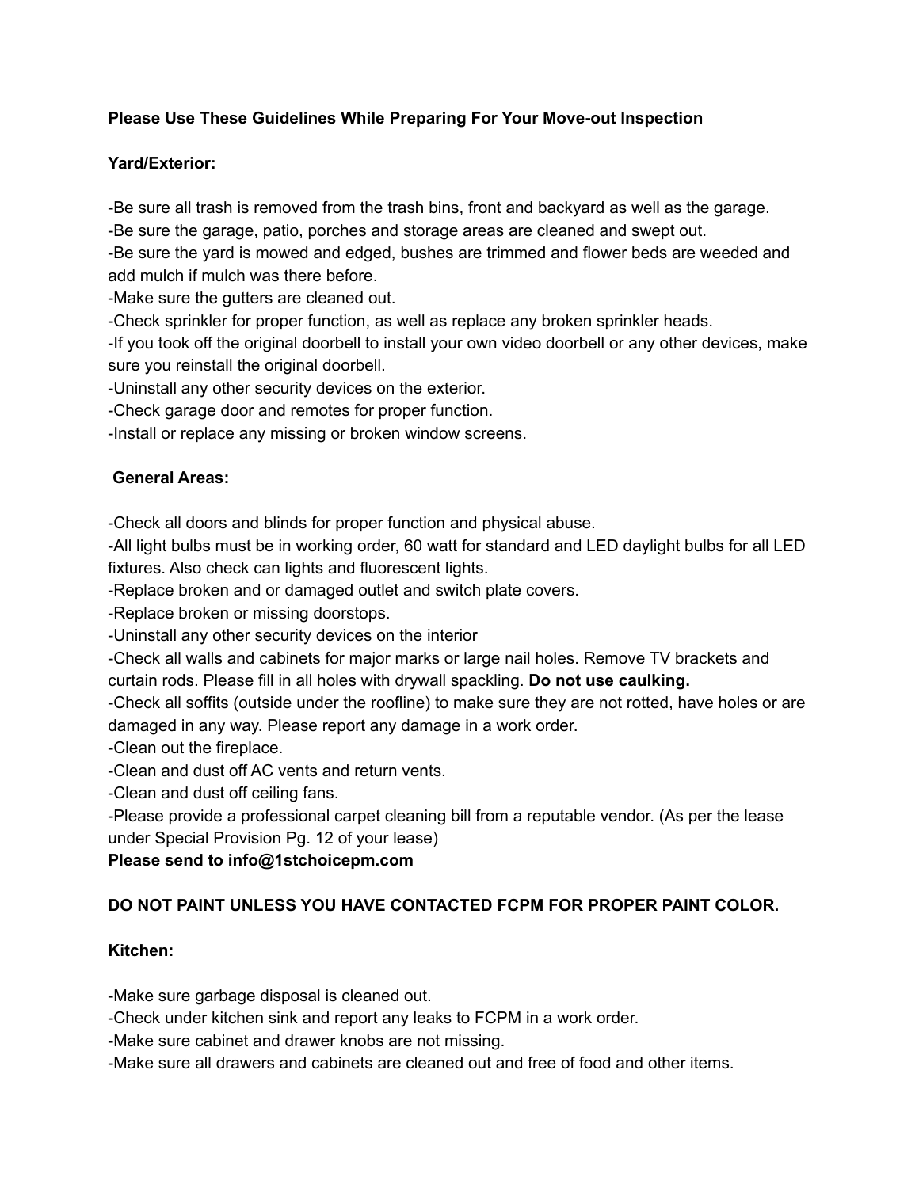**Please Use These Guidelines While Preparing For Your Move-out Inspection**

**Yard/Exterior:**

-Be sure all trash is removed from the trash bins, front and backyard as well as the garage.
-Be sure the garage, patio, porches and storage areas are cleaned and swept out.
-Be sure the yard is mowed and edged, bushes are trimmed and flower beds are weeded and add mulch if mulch was there before.
-Make sure the gutters are cleaned out.
-Check sprinkler for proper function, as well as replace any broken sprinkler heads.
-If you took off the original doorbell to install your own video doorbell or any other devices, make sure you reinstall the original doorbell.
-Uninstall any other security devices on the exterior.
-Check garage door and remotes for proper function.
-Install or replace any missing or broken window screens.

**General Areas:**

-Check all doors and blinds for proper function and physical abuse.
-All light bulbs must be in working order, 60 watt for standard and LED daylight bulbs for all LED fixtures. Also check can lights and fluorescent lights.
-Replace broken and or damaged outlet and switch plate covers.
-Replace broken or missing doorstops.
-Uninstall any other security devices on the interior
-Check all walls and cabinets for major marks or large nail holes. Remove TV brackets and curtain rods. Please fill in all holes with drywall spackling. **Do not use caulking.**
-Check all soffits (outside under the roofline) to make sure they are not rotted, have holes or are damaged in any way. Please report any damage in a work order.
-Clean out the fireplace.
-Clean and dust off AC vents and return vents.
-Clean and dust off ceiling fans.
-Please provide a professional carpet cleaning bill from a reputable vendor. (As per the lease under Special Provision Pg. 12 of your lease)
**Please send to info@1stchoicepm.com**

**DO NOT PAINT UNLESS YOU HAVE CONTACTED FCPM FOR PROPER PAINT COLOR.**

**Kitchen:**

-Make sure garbage disposal is cleaned out.
-Check under kitchen sink and report any leaks to FCPM in a work order.
-Make sure cabinet and drawer knobs are not missing.
-Make sure all drawers and cabinets are cleaned out and free of food and other items.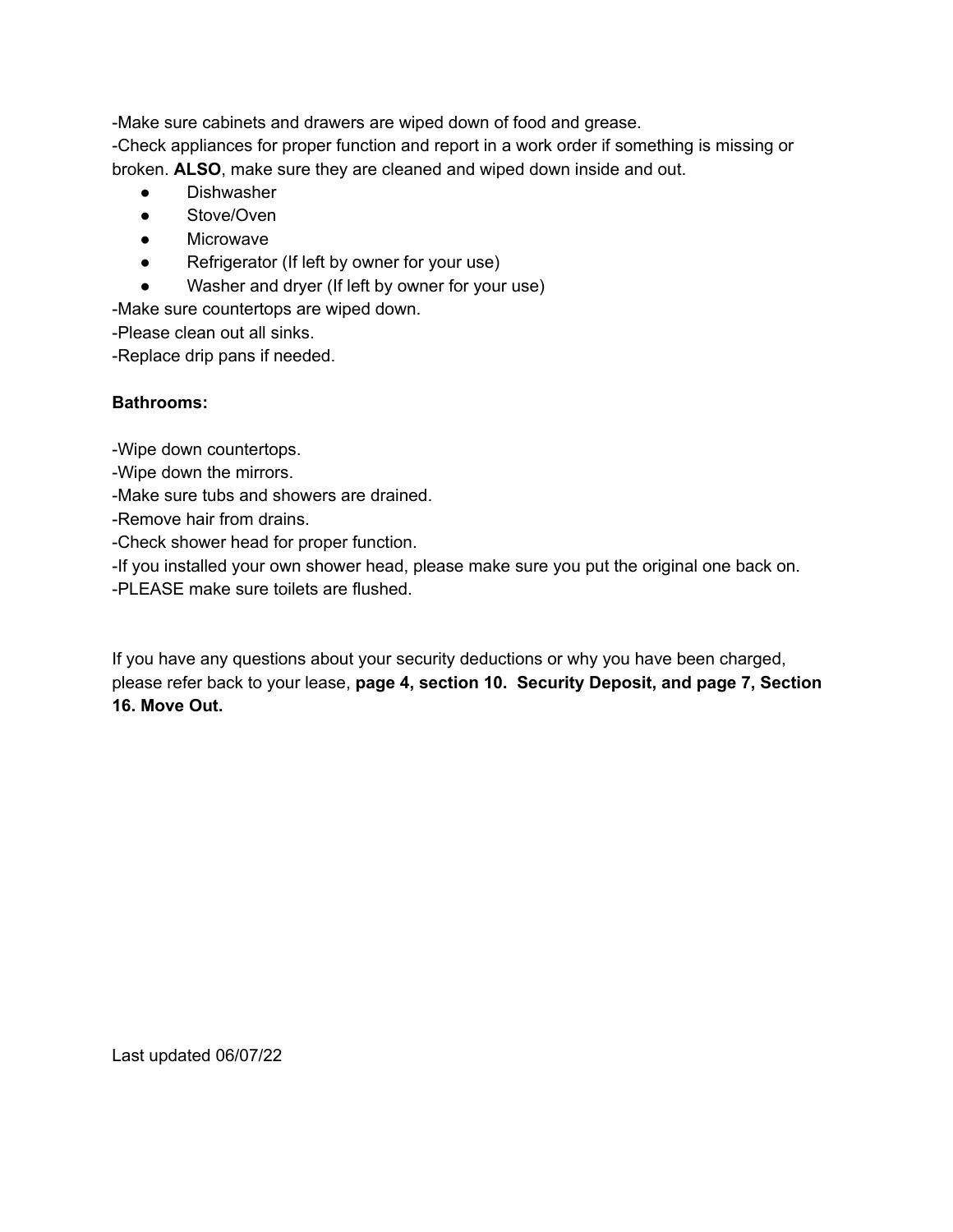-Make sure cabinets and drawers are wiped down of food and grease.
-Check appliances for proper function and report in a work order if something is missing or broken. **ALSO**, make sure they are cleaned and wiped down inside and out.

- Dishwasher
- Stove/Oven
- Microwave
- Refrigerator (If left by owner for your use)
- Washer and dryer (If left by owner for your use)

-Make sure countertops are wiped down.
-Please clean out all sinks.
-Replace drip pans if needed.

**Bathrooms:**

-Wipe down countertops.
-Wipe down the mirrors.
-Make sure tubs and showers are drained.
-Remove hair from drains.
-Check shower head for proper function.
-If you installed your own shower head, please make sure you put the original one back on.
-PLEASE make sure toilets are flushed.

If you have any questions about your security deductions or why you have been charged, please refer back to your lease, **page 4, section 10. Security Deposit, and page 7, Section 16. Move Out.**

Last updated 06/07/22